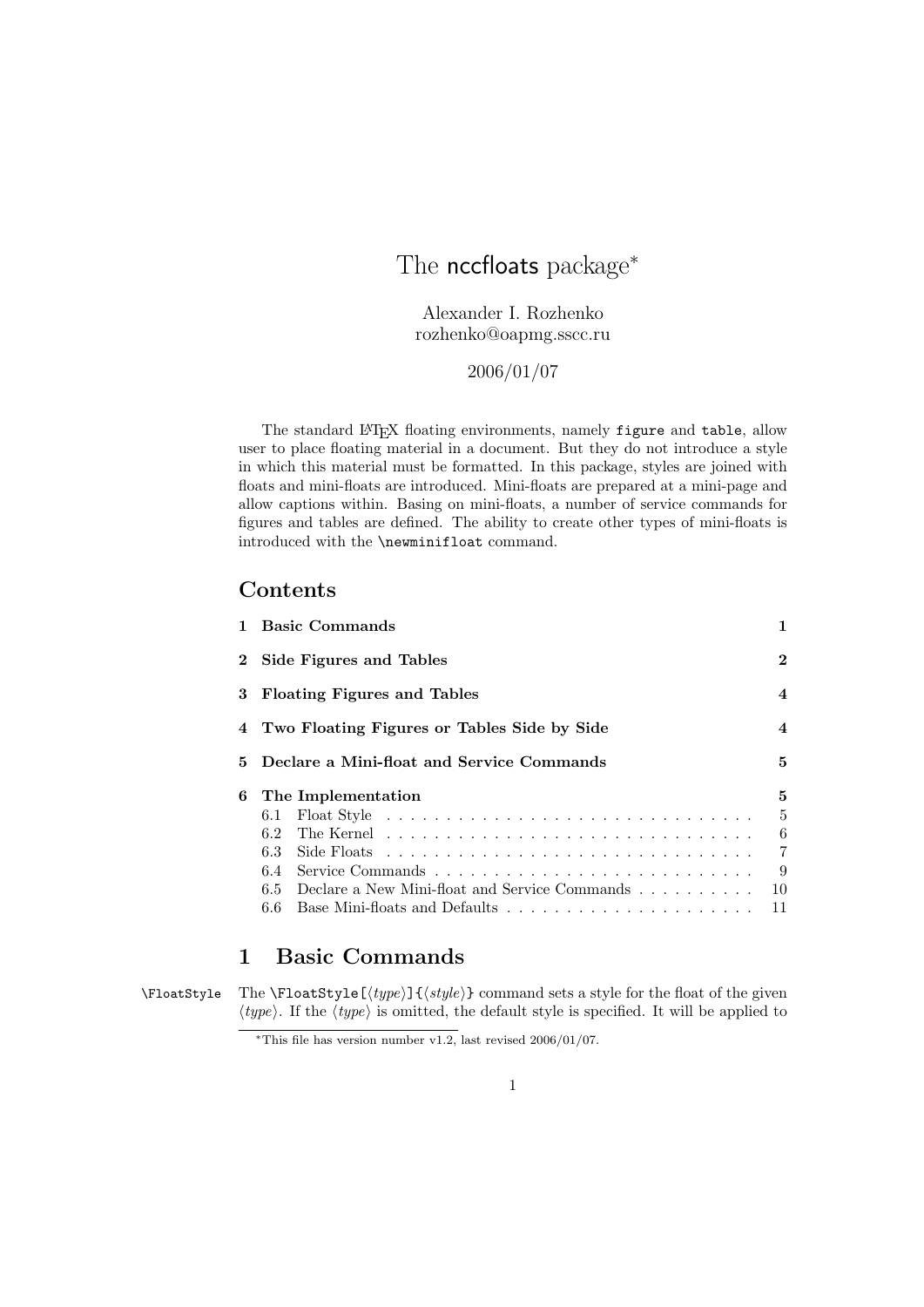# The nccfloats package*

Alexander I. Rozhenko
rozhenko@oapmg.sscc.ru

2006/01/07

The standard LaTeX floating environments, namely `figure` and `table`, allow user to place floating material in a document. But they do not introduce a style in which this material must be formatted. In this package, styles are joined with floats and mini-floats are introduced. Mini-floats are prepared at a mini-page and allow captions within. Basing on mini-floats, a number of service commands for figures and tables are defined. The ability to create other types of mini-floats is introduced with the `\newminifloat` command.

## Contents

| | | |
|---|---|---|
| **1** | **Basic Commands** | **1** |
| **2** | **Side Figures and Tables** | **2** |
| **3** | **Floating Figures and Tables** | **4** |
| **4** | **Two Floating Figures or Tables Side by Side** | **4** |
| **5** | **Declare a Mini-float and Service Commands** | **5** |
| **6** | **The Implementation** | **5** |
| 6.1 | Float Style | 5 |
| 6.2 | The Kernel | 6 |
| 6.3 | Side Floats | 7 |
| 6.4 | Service Commands | 9 |
| 6.5 | Declare a New Mini-float and Service Commands | 10 |
| 6.6 | Base Mini-floats and Defaults | 11 |

## 1 Basic Commands

`\FloatStyle` The `\FloatStyle[`⟨*type*⟩`]{`⟨*style*⟩`}` command sets a style for the float of the given ⟨*type*⟩. If the ⟨*type*⟩ is omitted, the default style is specified. It will be applied to

*This file has version number v1.2, last revised 2006/01/07.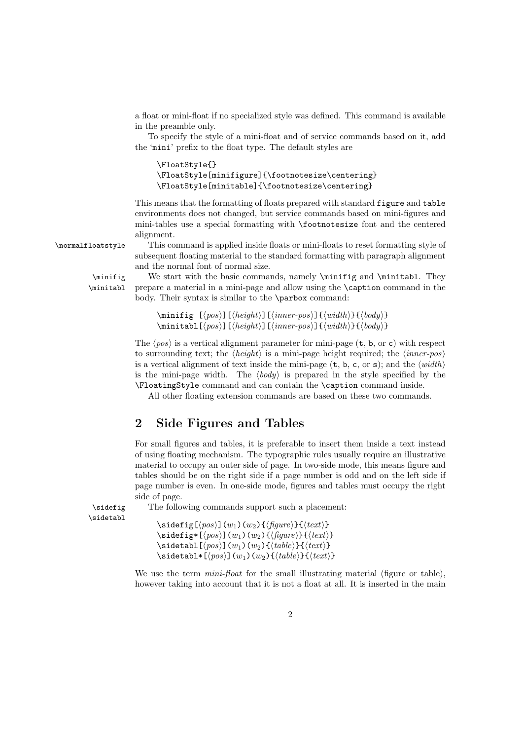a float or mini-float if no specialized style was defined. This command is available in the preamble only.

To specify the style of a mini-float and of service commands based on it, add the 'mini' prefix to the float type. The default styles are

```
\FloatStyle{}
\FloatStyle[minifigure]{\footnotesize\centering}
\FloatStyle[minitable]{\footnotesize\centering}
```

This means that the formatting of floats prepared with standard `figure` and `table` environments does not changed, but service commands based on mini-figures and mini-tables use a special formatting with `\footnotesize` font and the centered alignment.

`\normalfloatstyle` This command is applied inside floats or mini-floats to reset formatting style of subsequent floating material to the standard formatting with paragraph alignment and the normal font of normal size.

`\minifig` `\minitabl` We start with the basic commands, namely `\minifig` and `\minitabl`. They prepare a material in a mini-page and allow using the `\caption` command in the body. Their syntax is similar to the `\parbox` command:

```
\minifig [⟨pos⟩][⟨height⟩][⟨inner-pos⟩]{⟨width⟩}{⟨body⟩}
\minitabl[⟨pos⟩][⟨height⟩][⟨inner-pos⟩]{⟨width⟩}{⟨body⟩}
```

The ⟨*pos*⟩ is a vertical alignment parameter for mini-page (`t`, `b`, or `c`) with respect to surrounding text; the ⟨*height*⟩ is a mini-page height required; the ⟨*inner-pos*⟩ is a vertical alignment of text inside the mini-page (`t`, `b`, `c`, or `s`); and the ⟨*width*⟩ is the mini-page width. The ⟨*body*⟩ is prepared in the style specified by the `\FloatingStyle` command and can contain the `\caption` command inside.

All other floating extension commands are based on these two commands.

## 2 Side Figures and Tables

For small figures and tables, it is preferable to insert them inside a text instead of using floating mechanism. The typographic rules usually require an illustrative material to occupy an outer side of page. In two-side mode, this means figure and tables should be on the right side if a page number is odd and on the left side if page number is even. In one-side mode, figures and tables must occupy the right side of page.

`\sidefig` `\sidetabl` The following commands support such a placement:

```
\sidefig[⟨pos⟩](w1)(w2){⟨figure⟩}{⟨text⟩}
\sidefig*[⟨pos⟩](w1)(w2){⟨figure⟩}{⟨text⟩}
\sidetabl[⟨pos⟩](w1)(w2){⟨table⟩}{⟨text⟩}
\sidetabl*[⟨pos⟩](w1)(w2){⟨table⟩}{⟨text⟩}
```

We use the term *mini-float* for the small illustrating material (figure or table), however taking into account that it is not a float at all. It is inserted in the main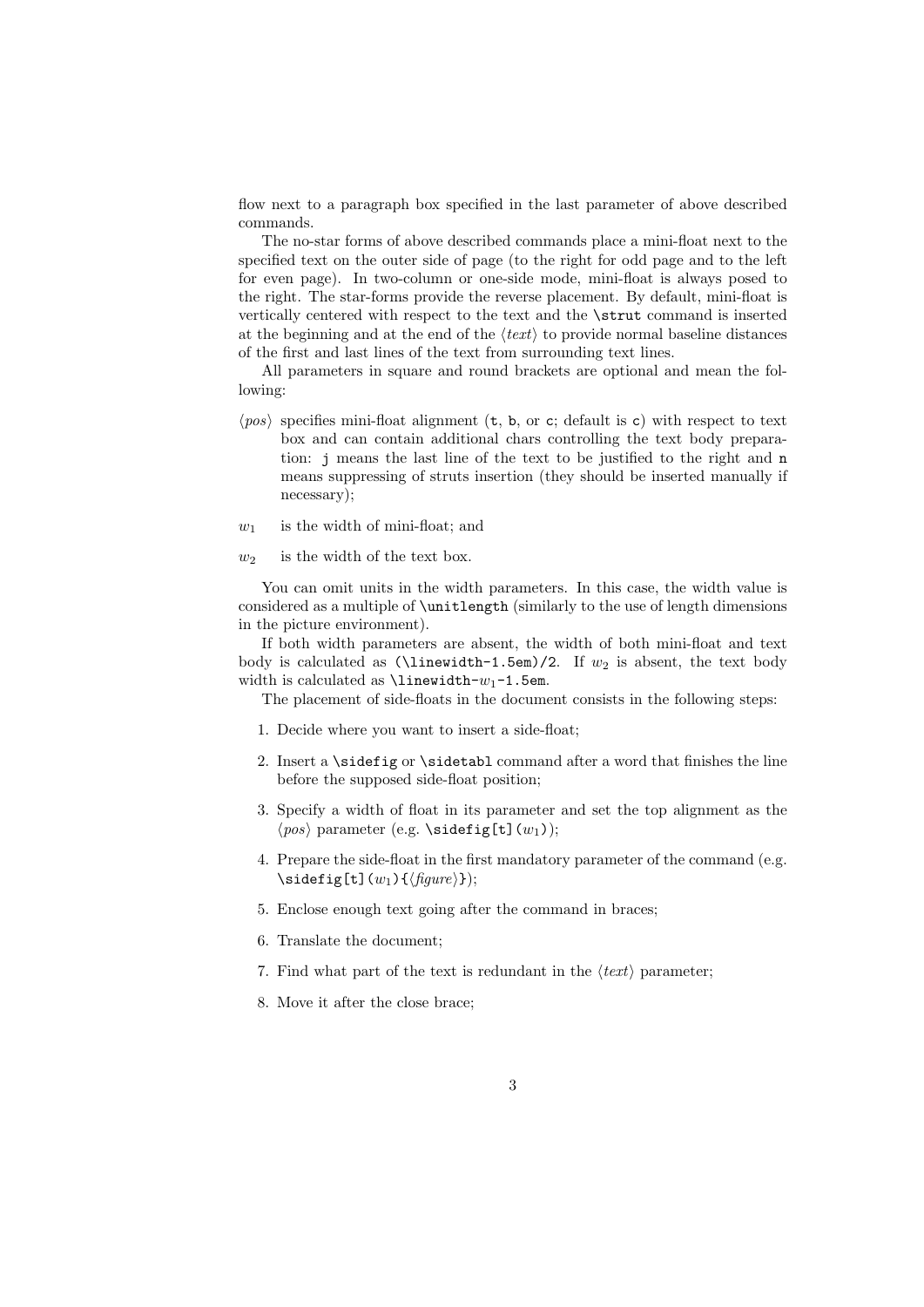flow next to a paragraph box specified in the last parameter of above described commands.

The no-star forms of above described commands place a mini-float next to the specified text on the outer side of page (to the right for odd page and to the left for even page). In two-column or one-side mode, mini-float is always posed to the right. The star-forms provide the reverse placement. By default, mini-float is vertically centered with respect to the text and the `\strut` command is inserted at the beginning and at the end of the ⟨*text*⟩ to provide normal baseline distances of the first and last lines of the text from surrounding text lines.

All parameters in square and round brackets are optional and mean the following:

- ⟨*pos*⟩ specifies mini-float alignment (`t`, `b`, or `c`; default is `c`) with respect to text box and can contain additional chars controlling the text body preparation: `j` means the last line of the text to be justified to the right and `n` means suppressing of struts insertion (they should be inserted manually if necessary);
- $w_1$ is the width of mini-float; and
- $w_2$ is the width of the text box.

You can omit units in the width parameters. In this case, the width value is considered as a multiple of `\unitlength` (similarly to the use of length dimensions in the picture environment).

If both width parameters are absent, the width of both mini-float and text body is calculated as `(\linewidth-1.5em)/2`. If $w_2$ is absent, the text body width is calculated as `\linewidth-`$w_1$`-1.5em`.

The placement of side-floats in the document consists in the following steps:

1. Decide where you want to insert a side-float;
2. Insert a `\sidefig` or `\sidetabl` command after a word that finishes the line before the supposed side-float position;
3. Specify a width of float in its parameter and set the top alignment as the ⟨*pos*⟩ parameter (e.g. `\sidefig[t](`$w_1$`)`);
4. Prepare the side-float in the first mandatory parameter of the command (e.g. `\sidefig[t](`$w_1$`){`⟨*figure*⟩`}`);
5. Enclose enough text going after the command in braces;
6. Translate the document;
7. Find what part of the text is redundant in the ⟨*text*⟩ parameter;
8. Move it after the close brace;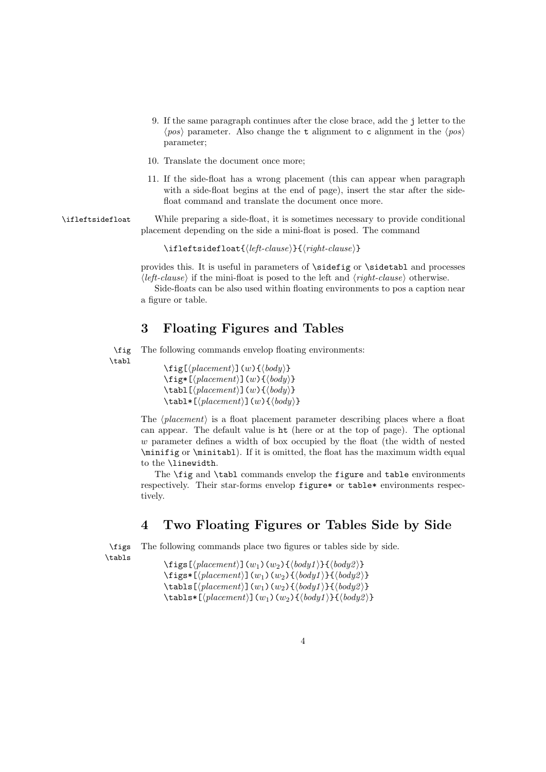9. If the same paragraph continues after the close brace, add the `j` letter to the ⟨*pos*⟩ parameter. Also change the `t` alignment to `c` alignment in the ⟨*pos*⟩ parameter;

10. Translate the document once more;

11. If the side-float has a wrong placement (this can appear when paragraph with a side-float begins at the end of page), insert the star after the side-float command and translate the document once more.

`\ifleftsidefloat` While preparing a side-float, it is sometimes necessary to provide conditional placement depending on the side a mini-float is posed. The command

```
\ifleftsidefloat{⟨left-clause⟩}{⟨right-clause⟩}
```

provides this. It is useful in parameters of `\sidefig` or `\sidetabl` and processes ⟨*left-clause*⟩ if the mini-float is posed to the left and ⟨*right-clause*⟩ otherwise.

Side-floats can be also used within floating environments to pos a caption near a figure or table.

## 3 Floating Figures and Tables

`\fig` `\tabl` The following commands envelop floating environments:

```
\fig[⟨placement⟩](w){⟨body⟩}
\fig*[⟨placement⟩](w){⟨body⟩}
\tabl[⟨placement⟩](w){⟨body⟩}
\tabl*[⟨placement⟩](w){⟨body⟩}
```

The ⟨*placement*⟩ is a float placement parameter describing places where a float can appear. The default value is `ht` (here or at the top of page). The optional $w$ parameter defines a width of box occupied by the float (the width of nested `\minifig` or `\minitabl`). If it is omitted, the float has the maximum width equal to the `\linewidth`.

The `\fig` and `\tabl` commands envelop the `figure` and `table` environments respectively. Their star-forms envelop `figure*` or `table*` environments respectively.

## 4 Two Floating Figures or Tables Side by Side

`\figs` `\tabls` The following commands place two figures or tables side by side.

```
\figs[⟨placement⟩](w1)(w2){⟨body1⟩}{⟨body2⟩}
\figs*[⟨placement⟩](w1)(w2){⟨body1⟩}{⟨body2⟩}
\tabls[⟨placement⟩](w1)(w2){⟨body1⟩}{⟨body2⟩}
\tabls*[⟨placement⟩](w1)(w2){⟨body1⟩}{⟨body2⟩}
```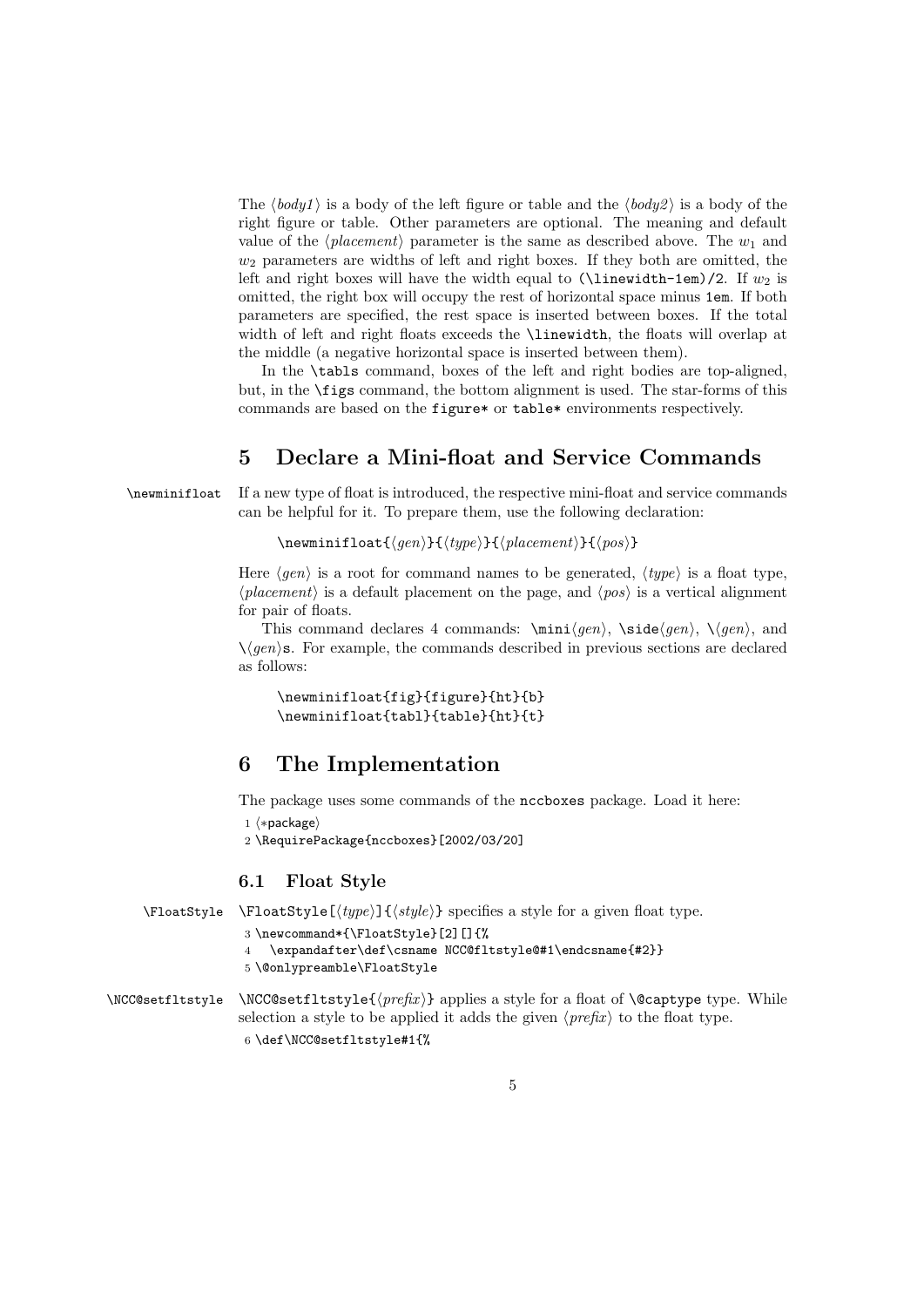The ⟨*body1*⟩ is a body of the left figure or table and the ⟨*body2*⟩ is a body of the right figure or table. Other parameters are optional. The meaning and default value of the ⟨*placement*⟩ parameter is the same as described above. The $w_1$ and $w_2$ parameters are widths of left and right boxes. If they both are omitted, the left and right boxes will have the width equal to `(\linewidth-1em)/2`. If $w_2$ is omitted, the right box will occupy the rest of horizontal space minus `1em`. If both parameters are specified, the rest space is inserted between boxes. If the total width of left and right floats exceeds the `\linewidth`, the floats will overlap at the middle (a negative horizontal space is inserted between them).

In the `\tabls` command, boxes of the left and right bodies are top-aligned, but, in the `\figs` command, the bottom alignment is used. The star-forms of this commands are based on the `figure*` or `table*` environments respectively.

## 5 Declare a Mini-float and Service Commands

`\newminifloat` If a new type of float is introduced, the respective mini-float and service commands can be helpful for it. To prepare them, use the following declaration:

```
\newminifloat{⟨gen⟩}{⟨type⟩}{⟨placement⟩}{⟨pos⟩}
```

Here ⟨*gen*⟩ is a root for command names to be generated, ⟨*type*⟩ is a float type, ⟨*placement*⟩ is a default placement on the page, and ⟨*pos*⟩ is a vertical alignment for pair of floats.

This command declares 4 commands: `\mini`⟨*gen*⟩, `\side`⟨*gen*⟩, `\`⟨*gen*⟩, and `\`⟨*gen*⟩`s`. For example, the commands described in previous sections are declared as follows:

```
\newminifloat{fig}{figure}{ht}{b}
\newminifloat{tabl}{table}{ht}{t}
```

## 6 The Implementation

The package uses some commands of the `nccboxes` package. Load it here:

```
1 ⟨*package⟩
2 \RequirePackage{nccboxes}[2002/03/20]
```

### 6.1 Float Style

`\FloatStyle` `\FloatStyle[⟨type⟩]{⟨style⟩}` specifies a style for a given float type.

```
3 \newcommand*{\FloatStyle}[2][]{%
4   \expandafter\def\csname NCC@fltstyle@#1\endcsname{#2}}
5 \@onlypreamble\FloatStyle
```

`\NCC@setfltstyle` `\NCC@setfltstyle{⟨prefix⟩}` applies a style for a float of `\@captype` type. While selection a style to be applied it adds the given ⟨*prefix*⟩ to the float type.

```
6 \def\NCC@setfltstyle#1{%
```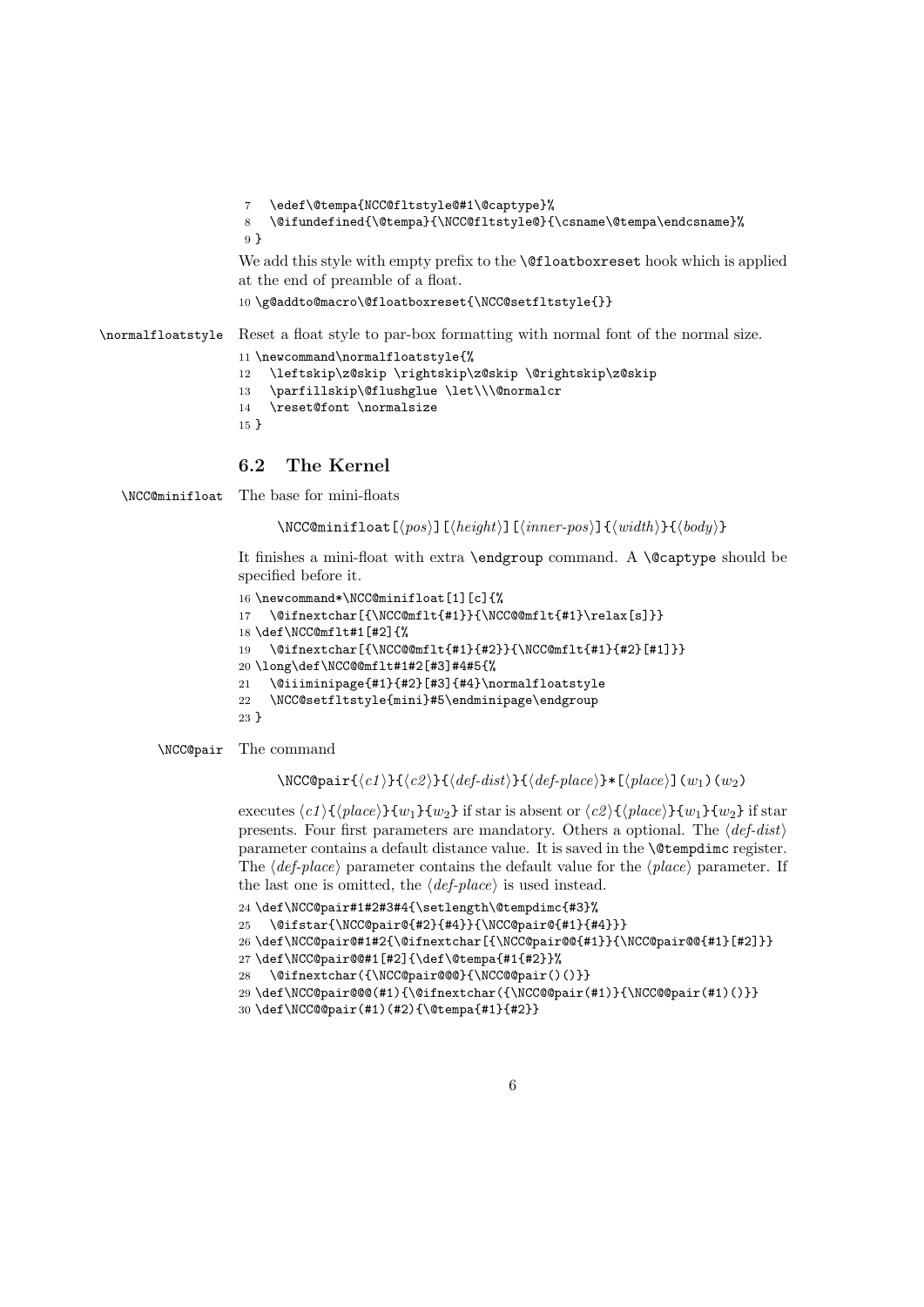```
7   \edef\@tempa{NCC@fltstyle@#1\@captype}%
8   \@ifundefined{\@tempa}{\NCC@fltstyle@}{\csname\@tempa\endcsname}%
9 }
```

We add this style with empty prefix to the `\@floatboxreset` hook which is applied at the end of preamble of a float.

```
10 \g@addto@macro\@floatboxreset{\NCC@setfltstyle{}}
```

`\normalfloatstyle` Reset a float style to par-box formatting with normal font of the normal size.

```
11 \newcommand\normalfloatstyle{%
12   \leftskip\z@skip \rightskip\z@skip \@rightskip\z@skip
13   \parfillskip\@flushglue \let\\\@normalcr
14   \reset@font \normalsize
15 }
```

## 6.2 The Kernel

`\NCC@minifloat` The base for mini-floats

`\NCC@minifloat[⟨pos⟩][⟨height⟩][⟨inner-pos⟩]{⟨width⟩}{⟨body⟩}`

It finishes a mini-float with extra `\endgroup` command. A `\@captype` should be specified before it.

```
16 \newcommand*\NCC@minifloat[1][c]{%
17   \@ifnextchar[{\NCC@mflt{#1}}{\NCC@@mflt{#1}\relax[s]}}
18 \def\NCC@mflt#1[#2]{%
19   \@ifnextchar[{\NCC@@mflt{#1}{#2}}{\NCC@mflt{#1}{#2}[#1]}}
20 \long\def\NCC@@mflt#1#2[#3]#4#5{%
21   \@iiiminipage{#1}{#2}[#3]{#4}\normalfloatstyle
22   \NCC@setfltstyle{mini}#5\endminipage\endgroup
23 }
```

`\NCC@pair` The command

`\NCC@pair{⟨c1⟩}{⟨c2⟩}{⟨def-dist⟩}{⟨def-place⟩}*[⟨place⟩]`$(w_1)(w_2)$

executes ⟨*c1*⟩`{`⟨*place*⟩`}{`$w_1$`}{`$w_2$`}` if star is absent or ⟨*c2*⟩`{`⟨*place*⟩`}{`$w_1$`}{`$w_2$`}` if star presents. Four first parameters are mandatory. Others a optional. The ⟨*def-dist*⟩ parameter contains a default distance value. It is saved in the `\@tempdimc` register. The ⟨*def-place*⟩ parameter contains the default value for the ⟨*place*⟩ parameter. If the last one is omitted, the ⟨*def-place*⟩ is used instead.

```
24 \def\NCC@pair#1#2#3#4{\setlength\@tempdimc{#3}%
25   \@ifstar{\NCC@pair@{#2}{#4}}{\NCC@pair@{#1}{#4}}}
26 \def\NCC@pair@#1#2{\@ifnextchar[{\NCC@pair@@{#1}}{\NCC@pair@@{#1}[#2]}}
27 \def\NCC@pair@@#1[#2]{\def\@tempa{#1{#2}}%
28   \@ifnextchar({\NCC@pair@@@}{\NCC@@pair()()}}
29 \def\NCC@pair@@@(#1){\@ifnextchar({\NCC@@pair(#1)}{\NCC@@pair(#1)()}}
30 \def\NCC@@pair(#1)(#2){\@tempa{#1}{#2}}
```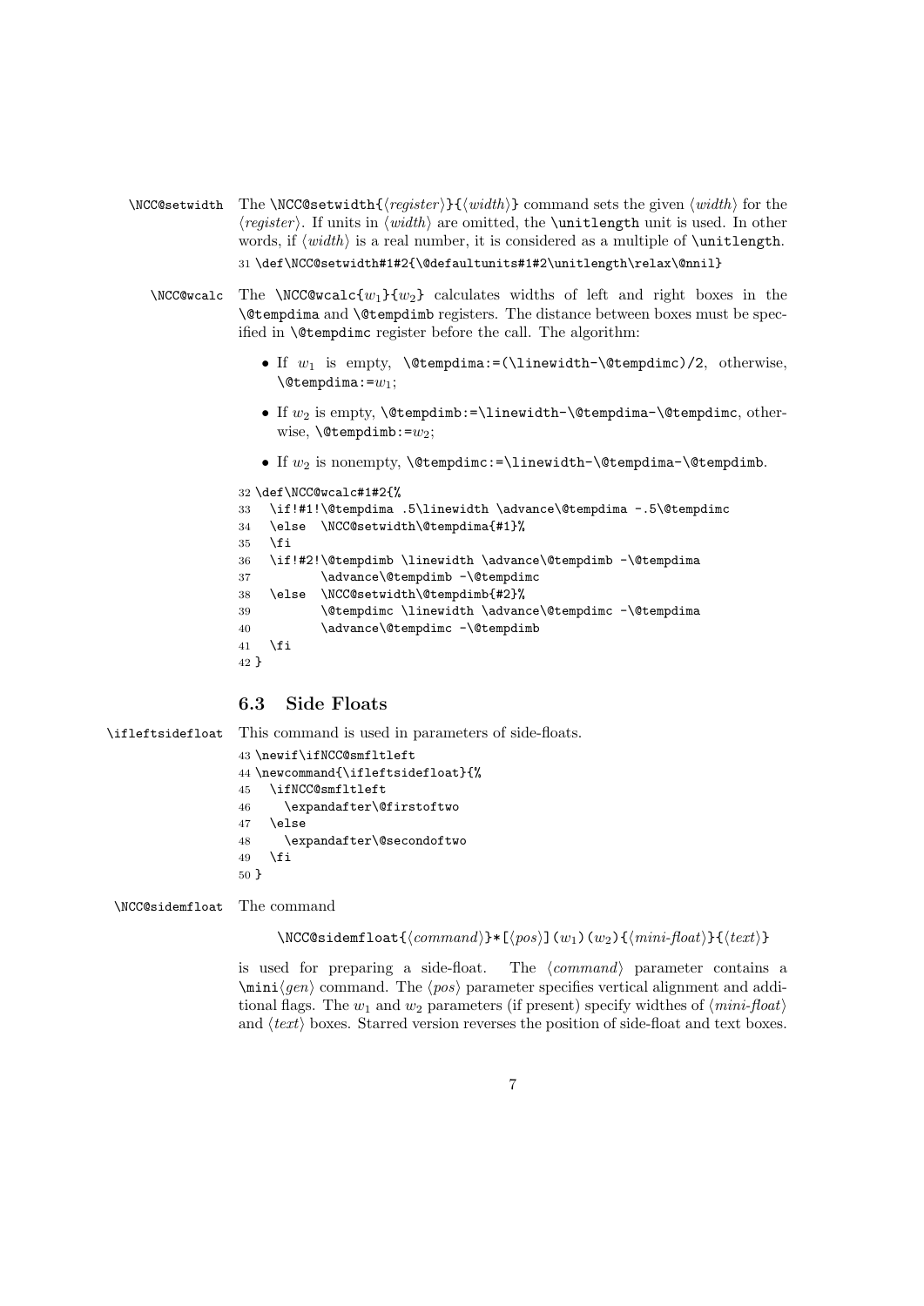**\NCC@setwidth** The `\NCC@setwidth{⟨register⟩}{⟨width⟩}` command sets the given ⟨*width*⟩ for the ⟨*register*⟩. If units in ⟨*width*⟩ are omitted, the `\unitlength` unit is used. In other words, if ⟨*width*⟩ is a real number, it is considered as a multiple of `\unitlength`.

```
31 \def\NCC@setwidth#1#2{\@defaultunits#1#2\unitlength\relax\@nnil}
```

**\NCC@wcalc** The `\NCC@wcalc{`$w_1$`}{`$w_2$`}` calculates widths of left and right boxes in the `\@tempdima` and `\@tempdimb` registers. The distance between boxes must be specified in `\@tempdimc` register before the call. The algorithm:

- If $w_1$ is empty, `\@tempdima:=(\linewidth-\@tempdimc)/2`, otherwise, `\@tempdima:=`$w_1$;
- If $w_2$ is empty, `\@tempdimb:=\linewidth-\@tempdima-\@tempdimc`, otherwise, `\@tempdimb:=`$w_2$;
- If $w_2$ is nonempty, `\@tempdimc:=\linewidth-\@tempdima-\@tempdimb`.

```
32 \def\NCC@wcalc#1#2{%
33   \if!#1!\@tempdima .5\linewidth \advance\@tempdima -.5\@tempdimc
34   \else  \NCC@setwidth\@tempdima{#1}%
35   \fi
36   \if!#2!\@tempdimb \linewidth \advance\@tempdimb -\@tempdima
37          \advance\@tempdimb -\@tempdimc
38   \else  \NCC@setwidth\@tempdimb{#2}%
39          \@tempdimc \linewidth \advance\@tempdimc -\@tempdima
40          \advance\@tempdimc -\@tempdimb
41   \fi
42 }
```

### 6.3 Side Floats

**\ifleftsidefloat** This command is used in parameters of side-floats.

```
43 \newif\ifNCC@smfltleft
44 \newcommand{\ifleftsidefloat}{%
45   \ifNCC@smfltleft
46     \expandafter\@firstoftwo
47   \else
48     \expandafter\@secondoftwo
49   \fi
50 }
```

**\NCC@sidemfloat** The command

`\NCC@sidemfloat{⟨command⟩}*[⟨pos⟩](`$w_1$`)(`$w_2$`){⟨mini-float⟩}{⟨text⟩}`

is used for preparing a side-float. The ⟨*command*⟩ parameter contains a `\mini`⟨*gen*⟩ command. The ⟨*pos*⟩ parameter specifies vertical alignment and additional flags. The $w_1$ and $w_2$ parameters (if present) specify widthes of ⟨*mini-float*⟩ and ⟨*text*⟩ boxes. Starred version reverses the position of side-float and text boxes.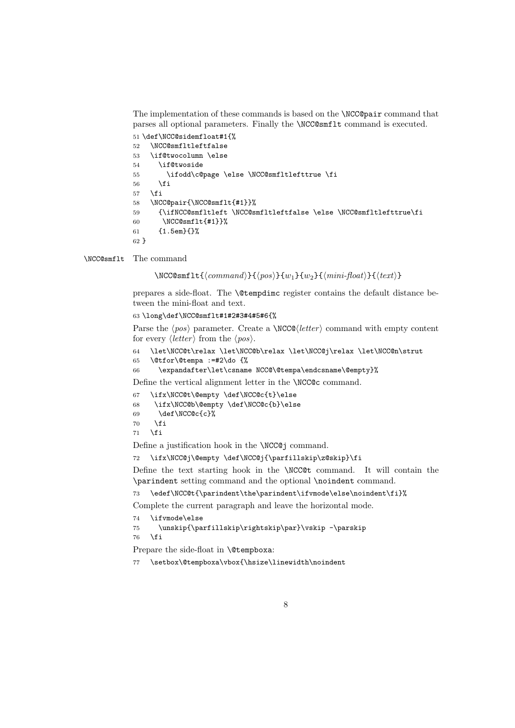The implementation of these commands is based on the `\NCC@pair` command that parses all optional parameters. Finally the `\NCC@smflt` command is executed.

```
51 \def\NCC@sidemfloat#1{%
52   \NCC@smfltleftfalse
53   \if@twocolumn \else
54     \if@twoside
55       \ifodd\c@page \else \NCC@smfltlefttrue \fi
56     \fi
57   \fi
58   \NCC@pair{\NCC@smflt{#1}}%
59     {\ifNCC@smfltleft \NCC@smfltleftfalse \else \NCC@smfltlefttrue\fi
60      \NCC@smflt{#1}}%
61     {1.5em}{}%
62 }
```

`\NCC@smflt` The command

`\NCC@smflt{`⟨*command*⟩`}{`⟨*pos*⟩`}{`$w_1$`}{`$w_2$`}{`⟨*mini-float*⟩`}{`⟨*text*⟩`}`

prepares a side-float. The `\@tempdimc` register contains the default distance between the mini-float and text.

```
63 \long\def\NCC@smflt#1#2#3#4#5#6{%
```

Parse the ⟨*pos*⟩ parameter. Create a `\NCC@`⟨*letter*⟩ command with empty content for every ⟨*letter*⟩ from the ⟨*pos*⟩.

```
64   \let\NCC@t\relax \let\NCC@b\relax \let\NCC@j\relax \let\NCC@n\strut
65   \@tfor\@tempa :=#2\do {%
66     \expandafter\let\csname NCC@\@tempa\endcsname\@empty}%
```

Define the vertical alignment letter in the `\NCC@c` command.

```
67   \ifx\NCC@t\@empty \def\NCC@c{t}\else
68    \ifx\NCC@b\@empty \def\NCC@c{b}\else
69     \def\NCC@c{c}%
70    \fi
71   \fi
```

Define a justification hook in the `\NCC@j` command.

```
72   \ifx\NCC@j\@empty \def\NCC@j{\parfillskip\z@skip}\fi
```

Define the text starting hook in the `\NCC@t` command. It will contain the `\parindent` setting command and the optional `\noindent` command.

```
73   \edef\NCC@t{\parindent\the\parindent\ifvmode\else\noindent\fi}%
```

Complete the current paragraph and leave the horizontal mode.

```
74   \ifvmode\else
75     \unskip{\parfillskip\rightskip\par}\vskip -\parskip
76   \fi
```

Prepare the side-float in `\@tempboxa`:

```
77   \setbox\@tempboxa\vbox{\hsize\linewidth\noindent
```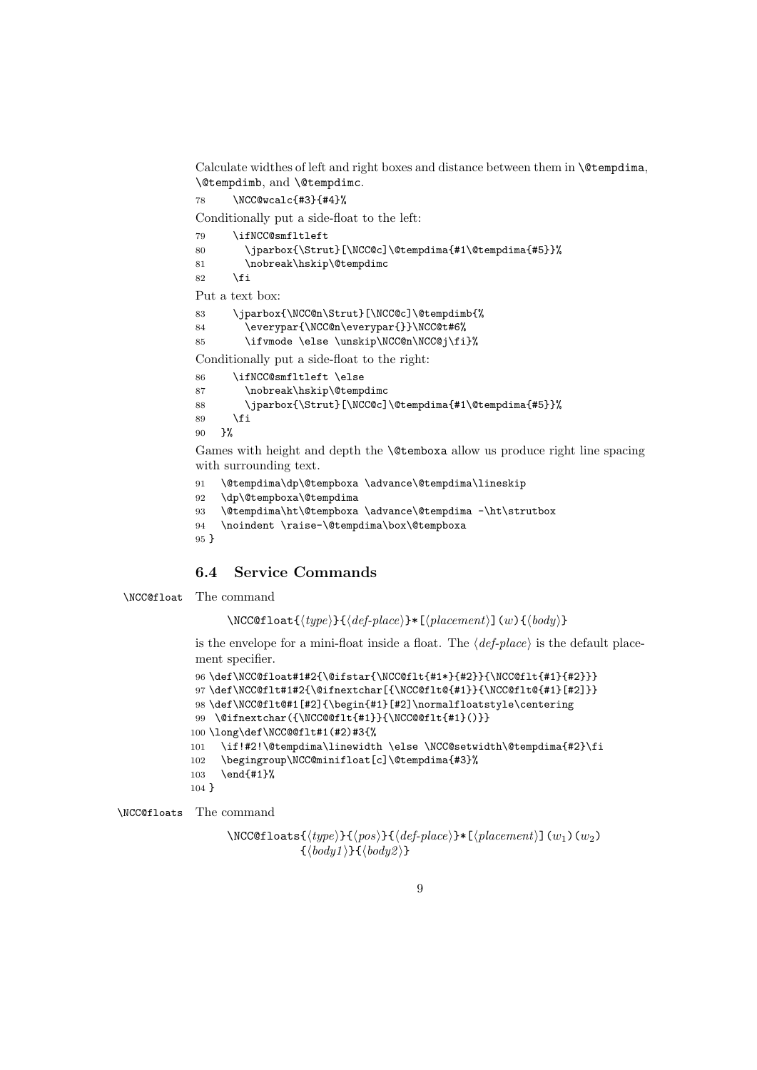Calculate widthes of left and right boxes and distance between them in `\@tempdima`, `\@tempdimb`, and `\@tempdimc`.

```
78     \NCC@wcalc{#3}{#4}%
```

Conditionally put a side-float to the left:

```
79     \ifNCC@smfltleft
80       \jparbox{\Strut}[\NCC@c]\@tempdima{#1\@tempdima{#5}}%
81       \nobreak\hskip\@tempdimc
82     \fi
```

Put a text box:

```
83     \jparbox{\NCC@n\Strut}[\NCC@c]\@tempdimb{%
84       \everypar{\NCC@n\everypar{}}\NCC@t#6%
85       \ifvmode \else \unskip\NCC@n\NCC@j\fi}%
```

Conditionally put a side-float to the right:

```
86     \ifNCC@smfltleft \else
87       \nobreak\hskip\@tempdimc
88       \jparbox{\Strut}[\NCC@c]\@tempdima{#1\@tempdima{#5}}%
89     \fi
90   }%
```

Games with height and depth the `\@temboxa` allow us produce right line spacing with surrounding text.

```
91   \@tempdima\dp\@tempboxa \advance\@tempdima\lineskip
92   \dp\@tempboxa\@tempdima
93   \@tempdima\ht\@tempboxa \advance\@tempdima -\ht\strutbox
94   \noindent \raise-\@tempdima\box\@tempboxa
95 }
```

## 6.4 Service Commands

`\NCC@float` The command

`\NCC@float{`⟨*type*⟩`}{`⟨*def-place*⟩`}*[`⟨*placement*⟩`](`*w*`){`⟨*body*⟩`}`

is the envelope for a mini-float inside a float. The ⟨*def-place*⟩ is the default placement specifier.

```
96 \def\NCC@float#1#2{\@ifstar{\NCC@flt{#1*}{#2}}{\NCC@flt{#1}{#2}}}
97 \def\NCC@flt#1#2{\@ifnextchar[{\NCC@flt@{#1}}{\NCC@flt@{#1}[#2]}}
98 \def\NCC@flt@#1[#2]{\begin{#1}[#2]\normalfloatstyle\centering
99   \@ifnextchar({\NCC@@flt{#1}}{\NCC@@flt{#1}()}}
100 \long\def\NCC@@flt#1(#2)#3{%
101   \if!#2!\@tempdima\linewidth \else \NCC@setwidth\@tempdima{#2}\fi
102   \begingroup\NCC@minifloat[c]\@tempdima{#3}%
103   \end{#1}%
104 }
```

`\NCC@floats` The command

`\NCC@floats{`⟨*type*⟩`}{`⟨*pos*⟩`}{`⟨*def-place*⟩`}*[`⟨*placement*⟩`](`$w_1$`)(`$w_2$`)`
`{`⟨*body1*⟩`}{`⟨*body2*⟩`}`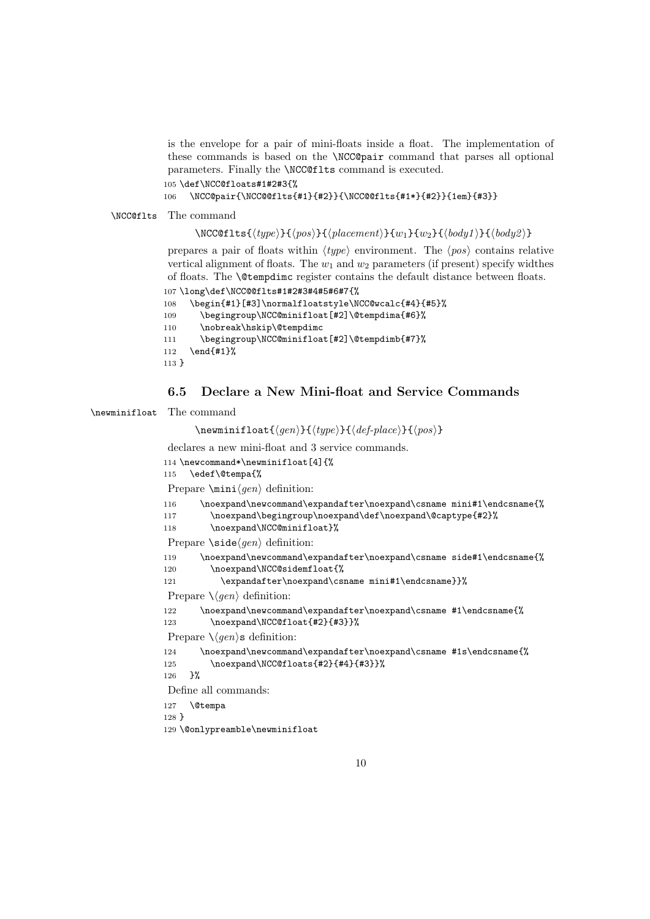is the envelope for a pair of mini-floats inside a float. The implementation of these commands is based on the `\NCC@pair` command that parses all optional parameters. Finally the `\NCC@flts` command is executed.

```
105 \def\NCC@floats#1#2#3{%
106   \NCC@pair{\NCC@@flts{#1}{#2}}{\NCC@@flts{#1*}{#2}}{1em}{#3}}
```

`\NCC@flts` The command

`\NCC@flts{⟨type⟩}{⟨pos⟩}{⟨placement⟩}{w1}{w2}{⟨body1⟩}{⟨body2⟩}`

prepares a pair of floats within ⟨*type*⟩ environment. The ⟨*pos*⟩ contains relative vertical alignment of floats. The $w_1$ and $w_2$ parameters (if present) specify widthes of floats. The `\@tempdimc` register contains the default distance between floats.

```
107 \long\def\NCC@@flts#1#2#3#4#5#6#7{%
108   \begin{#1}[#3]\normalfloatstyle\NCC@wcalc{#4}{#5}%
109     \begingroup\NCC@minifloat[#2]\@tempdima{#6}%
110     \nobreak\hskip\@tempdimc
111     \begingroup\NCC@minifloat[#2]\@tempdimb{#7}%
112   \end{#1}%
113 }
```

### 6.5 Declare a New Mini-float and Service Commands

`\newminifloat` The command

`\newminifloat{⟨gen⟩}{⟨type⟩}{⟨def-place⟩}{⟨pos⟩}`

declares a new mini-float and 3 service commands.

```
114 \newcommand*\newminifloat[4]{%
115   \edef\@tempa{%
```

Prepare `\mini⟨gen⟩` definition:

```
116     \noexpand\newcommand\expandafter\noexpand\csname mini#1\endcsname{%
117       \noexpand\begingroup\noexpand\def\noexpand\@captype{#2}%
118       \noexpand\NCC@minifloat}%
```

Prepare `\side⟨gen⟩` definition:

```
119     \noexpand\newcommand\expandafter\noexpand\csname side#1\endcsname{%
120       \noexpand\NCC@sidemfloat{%
121         \expandafter\noexpand\csname mini#1\endcsname}}%
```

Prepare `\⟨gen⟩` definition:

```
122     \noexpand\newcommand\expandafter\noexpand\csname #1\endcsname{%
123       \noexpand\NCC@float{#2}{#3}}%
```

Prepare `\⟨gen⟩s` definition:

```
124     \noexpand\newcommand\expandafter\noexpand\csname #1s\endcsname{%
125       \noexpand\NCC@floats{#2}{#4}{#3}}%
126   }%
```

Define all commands:

```
127   \@tempa
128 }
129 \@onlypreamble\newminifloat
```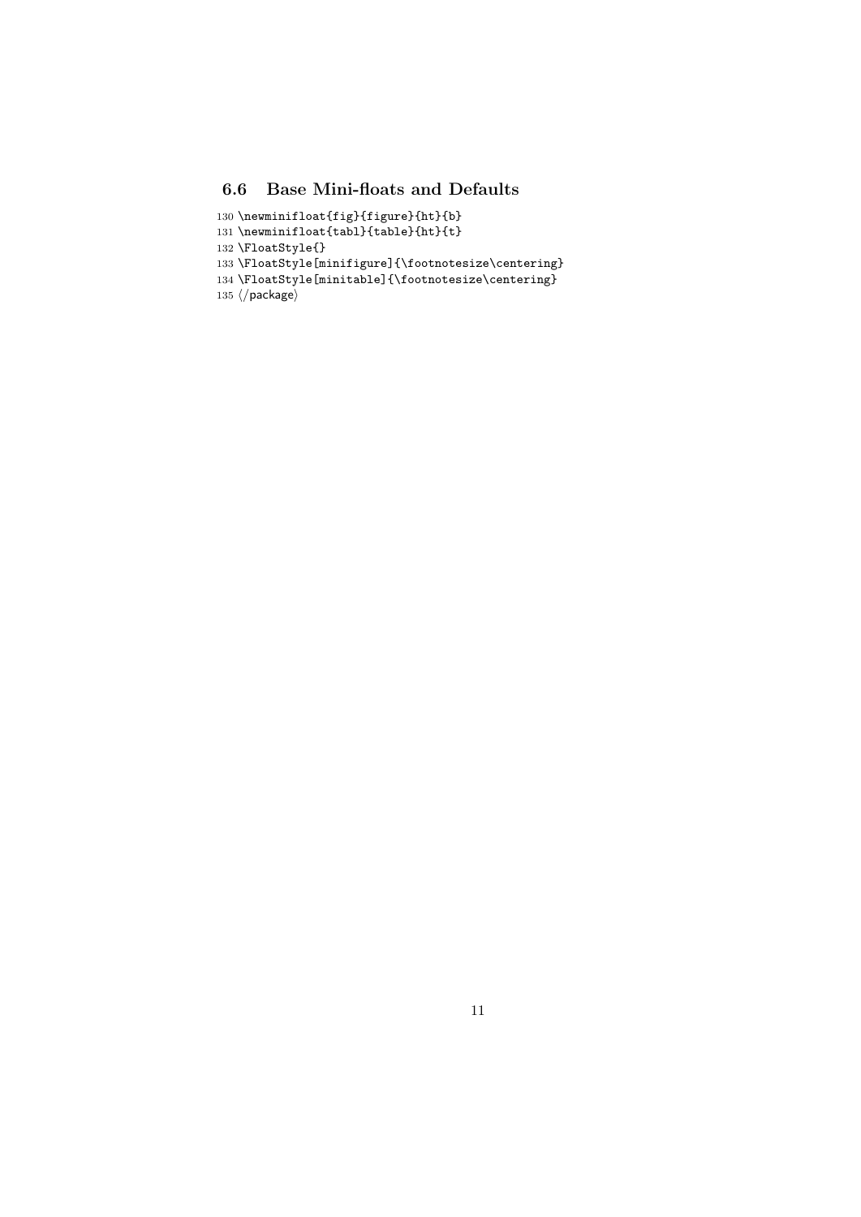### 6.6 Base Mini-floats and Defaults

```
130 \newminifloat{fig}{figure}{ht}{b}
131 \newminifloat{tabl}{table}{ht}{t}
132 \FloatStyle{}
133 \FloatStyle[minifigure]{\footnotesize\centering}
134 \FloatStyle[minitable]{\footnotesize\centering}
135 </package>
```